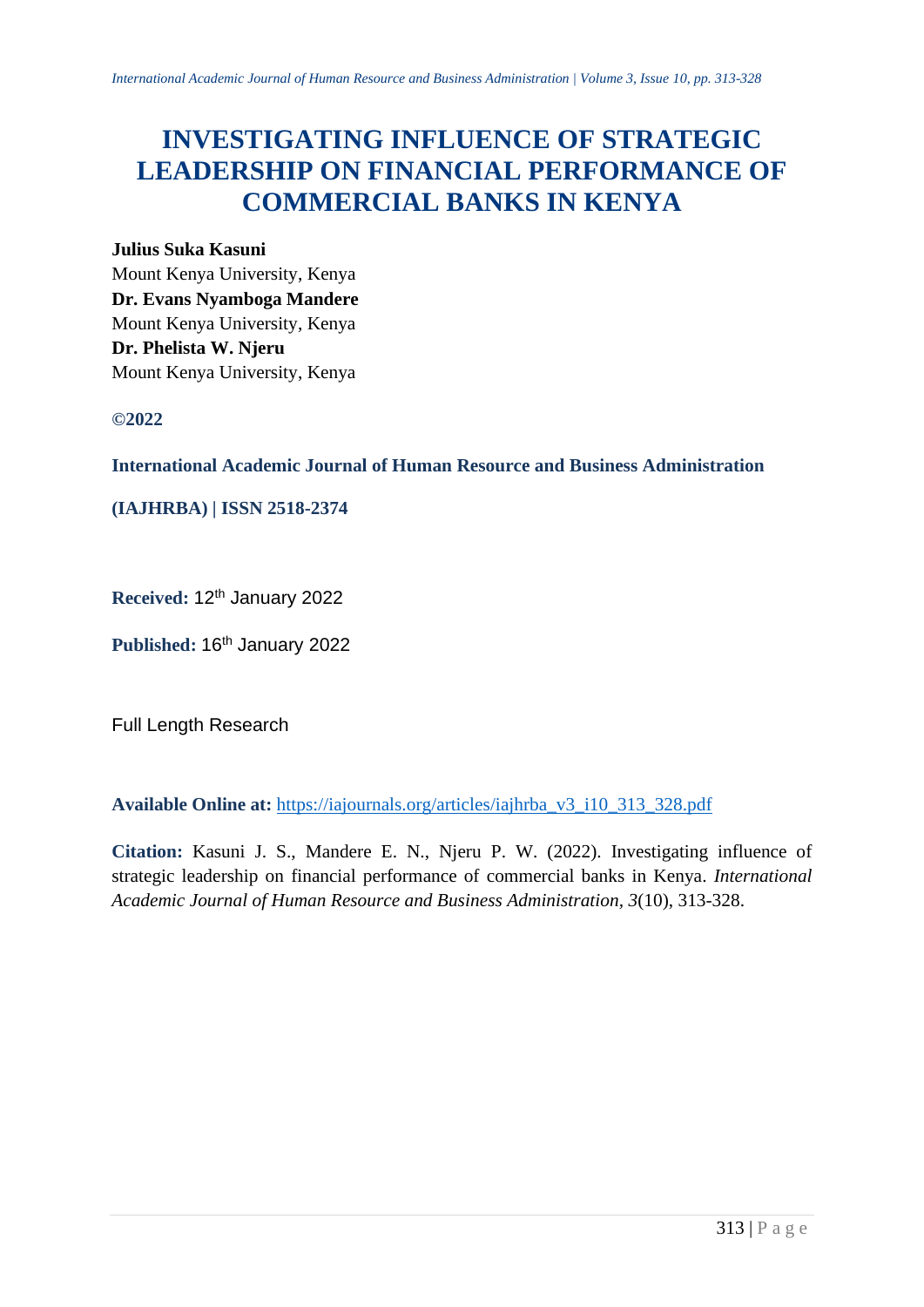# INVESTIGATING INFLUENCE OF STRATEGIC LEADERSHIP ON FINANCIAL PERFORMANCE OF COMMERCIAL BANKS IN KENYA

**Julius Suka Kasuni**
Mount Kenya University, Kenya
**Dr. Evans Nyamboga Mandere**
Mount Kenya University, Kenya
**Dr. Phelista W. Njeru**
Mount Kenya University, Kenya

**©2022**

**International Academic Journal of Human Resource and Business Administration**

**(IAJHRBA) | ISSN 2518-2374**

**Received:** 12th January 2022

**Published:** 16th January 2022

Full Length Research

**Available Online at:** https://iajournals.org/articles/iajhrba_v3_i10_313_328.pdf

**Citation:** Kasuni J. S., Mandere E. N., Njeru P. W. (2022). Investigating influence of strategic leadership on financial performance of commercial banks in Kenya. *International Academic Journal of Human Resource and Business Administration, 3*(10), 313-328.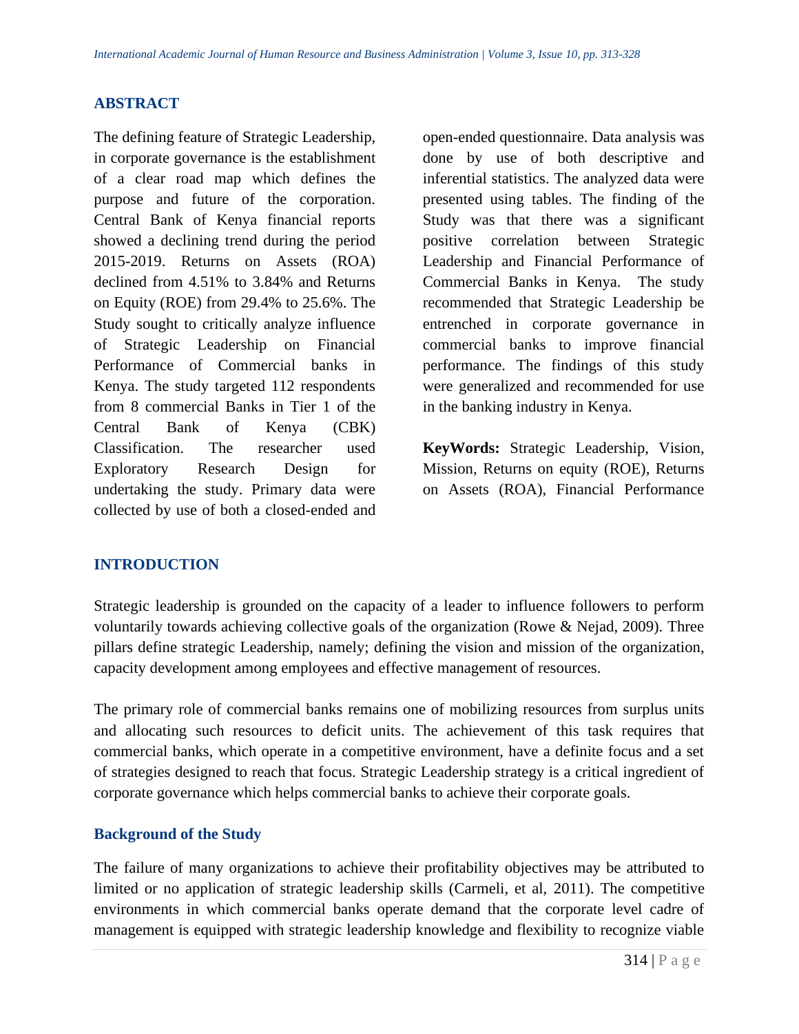## ABSTRACT

The defining feature of Strategic Leadership, in corporate governance is the establishment of a clear road map which defines the purpose and future of the corporation. Central Bank of Kenya financial reports showed a declining trend during the period 2015-2019. Returns on Assets (ROA) declined from 4.51% to 3.84% and Returns on Equity (ROE) from 29.4% to 25.6%. The Study sought to critically analyze influence of Strategic Leadership on Financial Performance of Commercial banks in Kenya. The study targeted 112 respondents from 8 commercial Banks in Tier 1 of the Central Bank of Kenya (CBK) Classification. The researcher used Exploratory Research Design for undertaking the study. Primary data were collected by use of both a closed-ended and open-ended questionnaire. Data analysis was done by use of both descriptive and inferential statistics. The analyzed data were presented using tables. The finding of the Study was that there was a significant positive correlation between Strategic Leadership and Financial Performance of Commercial Banks in Kenya. The study recommended that Strategic Leadership be entrenched in corporate governance in commercial banks to improve financial performance. The findings of this study were generalized and recommended for use in the banking industry in Kenya.

**KeyWords:** Strategic Leadership, Vision, Mission, Returns on equity (ROE), Returns on Assets (ROA), Financial Performance

## INTRODUCTION

Strategic leadership is grounded on the capacity of a leader to influence followers to perform voluntarily towards achieving collective goals of the organization (Rowe & Nejad, 2009). Three pillars define strategic Leadership, namely; defining the vision and mission of the organization, capacity development among employees and effective management of resources.

The primary role of commercial banks remains one of mobilizing resources from surplus units and allocating such resources to deficit units. The achievement of this task requires that commercial banks, which operate in a competitive environment, have a definite focus and a set of strategies designed to reach that focus. Strategic Leadership strategy is a critical ingredient of corporate governance which helps commercial banks to achieve their corporate goals.

### Background of the Study

The failure of many organizations to achieve their profitability objectives may be attributed to limited or no application of strategic leadership skills (Carmeli, et al, 2011). The competitive environments in which commercial banks operate demand that the corporate level cadre of management is equipped with strategic leadership knowledge and flexibility to recognize viable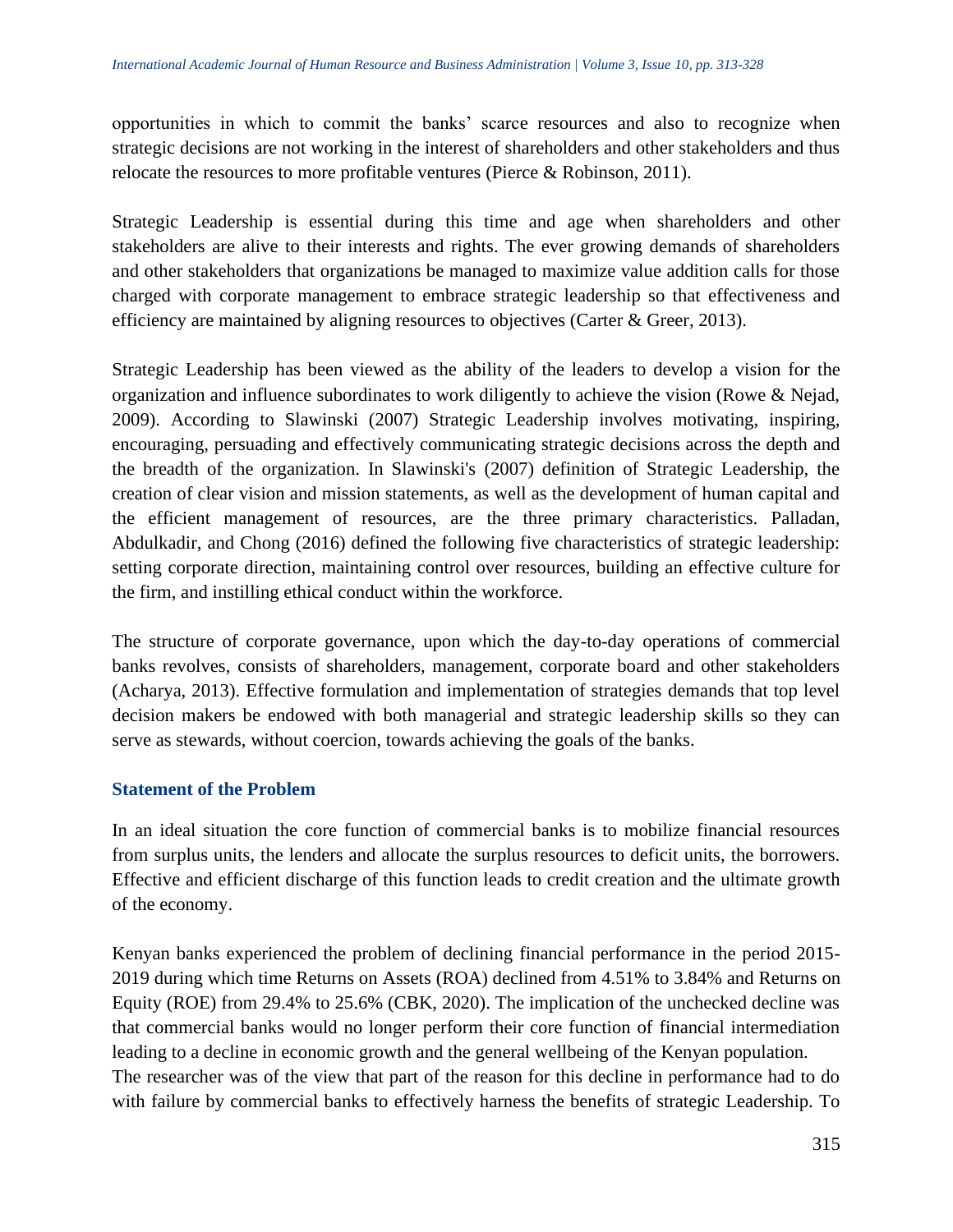opportunities in which to commit the banks' scarce resources and also to recognize when strategic decisions are not working in the interest of shareholders and other stakeholders and thus relocate the resources to more profitable ventures (Pierce & Robinson, 2011).

Strategic Leadership is essential during this time and age when shareholders and other stakeholders are alive to their interests and rights. The ever growing demands of shareholders and other stakeholders that organizations be managed to maximize value addition calls for those charged with corporate management to embrace strategic leadership so that effectiveness and efficiency are maintained by aligning resources to objectives (Carter & Greer, 2013).

Strategic Leadership has been viewed as the ability of the leaders to develop a vision for the organization and influence subordinates to work diligently to achieve the vision (Rowe & Nejad, 2009). According to Slawinski (2007) Strategic Leadership involves motivating, inspiring, encouraging, persuading and effectively communicating strategic decisions across the depth and the breadth of the organization. In Slawinski's (2007) definition of Strategic Leadership, the creation of clear vision and mission statements, as well as the development of human capital and the efficient management of resources, are the three primary characteristics. Palladan, Abdulkadir, and Chong (2016) defined the following five characteristics of strategic leadership: setting corporate direction, maintaining control over resources, building an effective culture for the firm, and instilling ethical conduct within the workforce.

The structure of corporate governance, upon which the day-to-day operations of commercial banks revolves, consists of shareholders, management, corporate board and other stakeholders (Acharya, 2013). Effective formulation and implementation of strategies demands that top level decision makers be endowed with both managerial and strategic leadership skills so they can serve as stewards, without coercion, towards achieving the goals of the banks.

## Statement of the Problem

In an ideal situation the core function of commercial banks is to mobilize financial resources from surplus units, the lenders and allocate the surplus resources to deficit units, the borrowers. Effective and efficient discharge of this function leads to credit creation and the ultimate growth of the economy.

Kenyan banks experienced the problem of declining financial performance in the period 2015-2019 during which time Returns on Assets (ROA) declined from 4.51% to 3.84% and Returns on Equity (ROE) from 29.4% to 25.6% (CBK, 2020). The implication of the unchecked decline was that commercial banks would no longer perform their core function of financial intermediation leading to a decline in economic growth and the general wellbeing of the Kenyan population.
The researcher was of the view that part of the reason for this decline in performance had to do with failure by commercial banks to effectively harness the benefits of strategic Leadership. To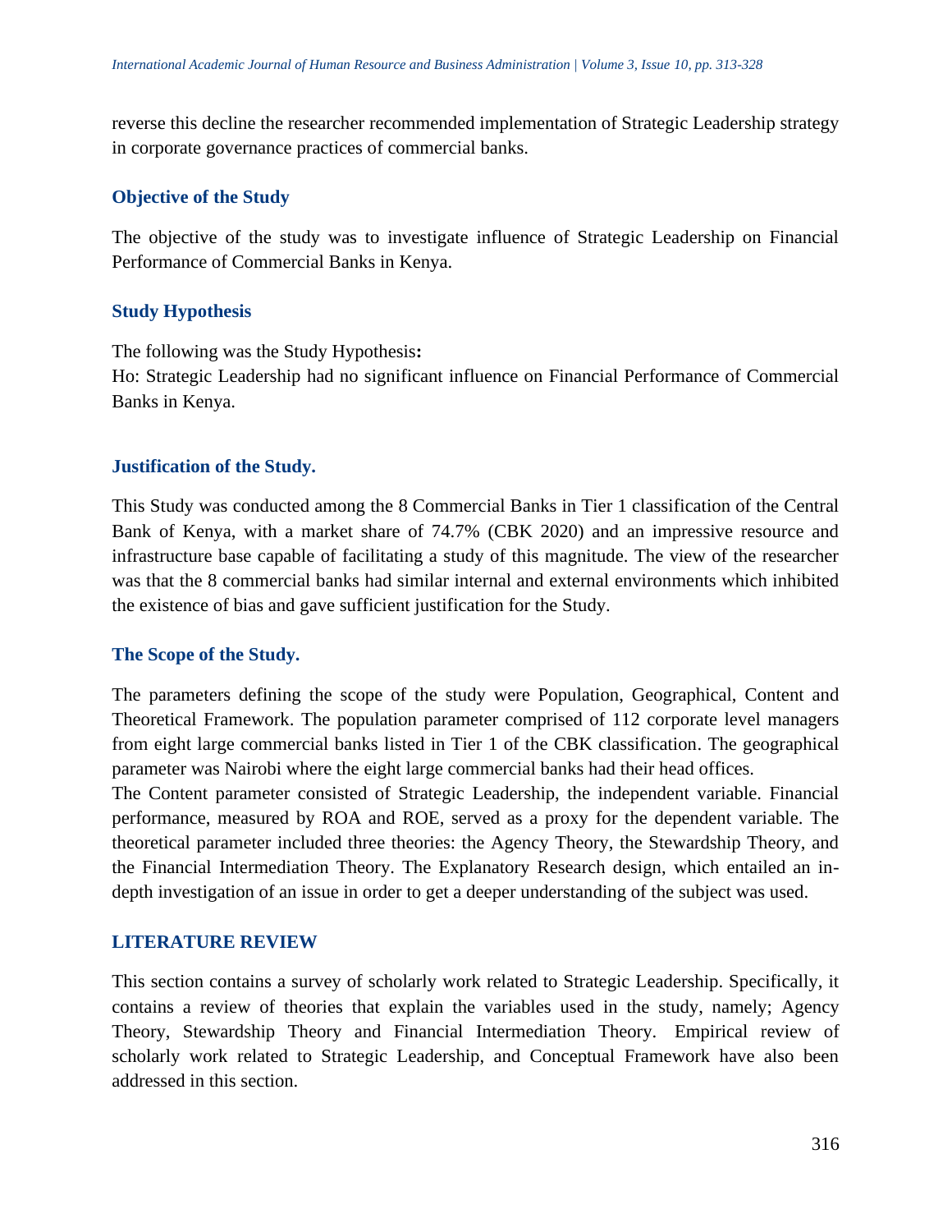reverse this decline the researcher recommended implementation of Strategic Leadership strategy in corporate governance practices of commercial banks.

### Objective of the Study

The objective of the study was to investigate influence of Strategic Leadership on Financial Performance of Commercial Banks in Kenya.

### Study Hypothesis

The following was the Study Hypothesis**:**
Ho: Strategic Leadership had no significant influence on Financial Performance of Commercial Banks in Kenya.

### Justification of the Study.

This Study was conducted among the 8 Commercial Banks in Tier 1 classification of the Central Bank of Kenya, with a market share of 74.7% (CBK 2020) and an impressive resource and infrastructure base capable of facilitating a study of this magnitude. The view of the researcher was that the 8 commercial banks had similar internal and external environments which inhibited the existence of bias and gave sufficient justification for the Study.

### The Scope of the Study.

The parameters defining the scope of the study were Population, Geographical, Content and Theoretical Framework. The population parameter comprised of 112 corporate level managers from eight large commercial banks listed in Tier 1 of the CBK classification. The geographical parameter was Nairobi where the eight large commercial banks had their head offices.
The Content parameter consisted of Strategic Leadership, the independent variable. Financial performance, measured by ROA and ROE, served as a proxy for the dependent variable. The theoretical parameter included three theories: the Agency Theory, the Stewardship Theory, and the Financial Intermediation Theory. The Explanatory Research design, which entailed an in-depth investigation of an issue in order to get a deeper understanding of the subject was used.

## LITERATURE REVIEW

This section contains a survey of scholarly work related to Strategic Leadership. Specifically, it contains a review of theories that explain the variables used in the study, namely; Agency Theory, Stewardship Theory and Financial Intermediation Theory. Empirical review of scholarly work related to Strategic Leadership, and Conceptual Framework have also been addressed in this section.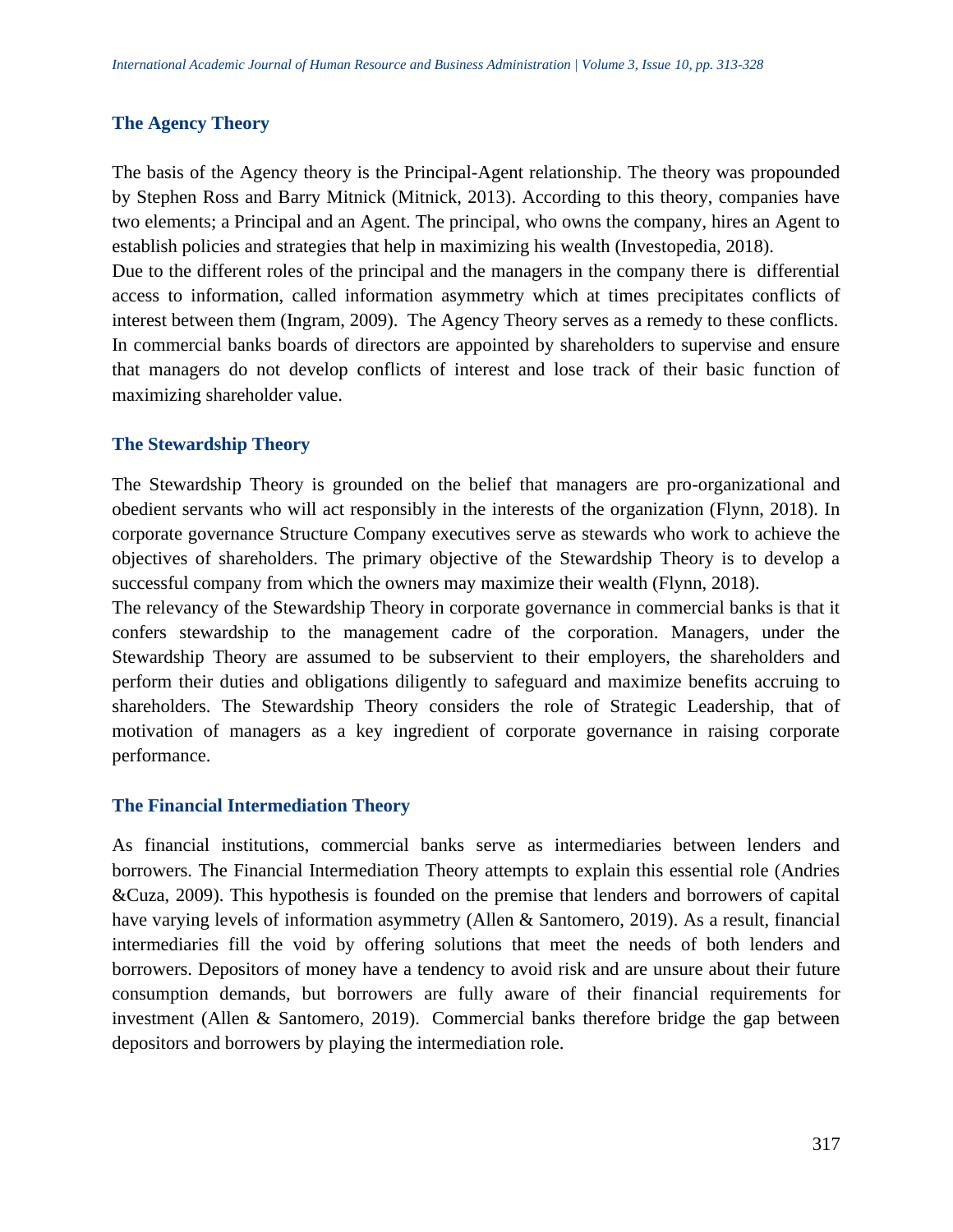### The Agency Theory

The basis of the Agency theory is the Principal-Agent relationship. The theory was propounded by Stephen Ross and Barry Mitnick (Mitnick, 2013). According to this theory, companies have two elements; a Principal and an Agent. The principal, who owns the company, hires an Agent to establish policies and strategies that help in maximizing his wealth (Investopedia, 2018).

Due to the different roles of the principal and the managers in the company there is differential access to information, called information asymmetry which at times precipitates conflicts of interest between them (Ingram, 2009). The Agency Theory serves as a remedy to these conflicts. In commercial banks boards of directors are appointed by shareholders to supervise and ensure that managers do not develop conflicts of interest and lose track of their basic function of maximizing shareholder value.

### The Stewardship Theory

The Stewardship Theory is grounded on the belief that managers are pro-organizational and obedient servants who will act responsibly in the interests of the organization (Flynn, 2018). In corporate governance Structure Company executives serve as stewards who work to achieve the objectives of shareholders. The primary objective of the Stewardship Theory is to develop a successful company from which the owners may maximize their wealth (Flynn, 2018).

The relevancy of the Stewardship Theory in corporate governance in commercial banks is that it confers stewardship to the management cadre of the corporation. Managers, under the Stewardship Theory are assumed to be subservient to their employers, the shareholders and perform their duties and obligations diligently to safeguard and maximize benefits accruing to shareholders. The Stewardship Theory considers the role of Strategic Leadership, that of motivation of managers as a key ingredient of corporate governance in raising corporate performance.

### The Financial Intermediation Theory

As financial institutions, commercial banks serve as intermediaries between lenders and borrowers. The Financial Intermediation Theory attempts to explain this essential role (Andries &Cuza, 2009). This hypothesis is founded on the premise that lenders and borrowers of capital have varying levels of information asymmetry (Allen & Santomero, 2019). As a result, financial intermediaries fill the void by offering solutions that meet the needs of both lenders and borrowers. Depositors of money have a tendency to avoid risk and are unsure about their future consumption demands, but borrowers are fully aware of their financial requirements for investment (Allen & Santomero, 2019). Commercial banks therefore bridge the gap between depositors and borrowers by playing the intermediation role.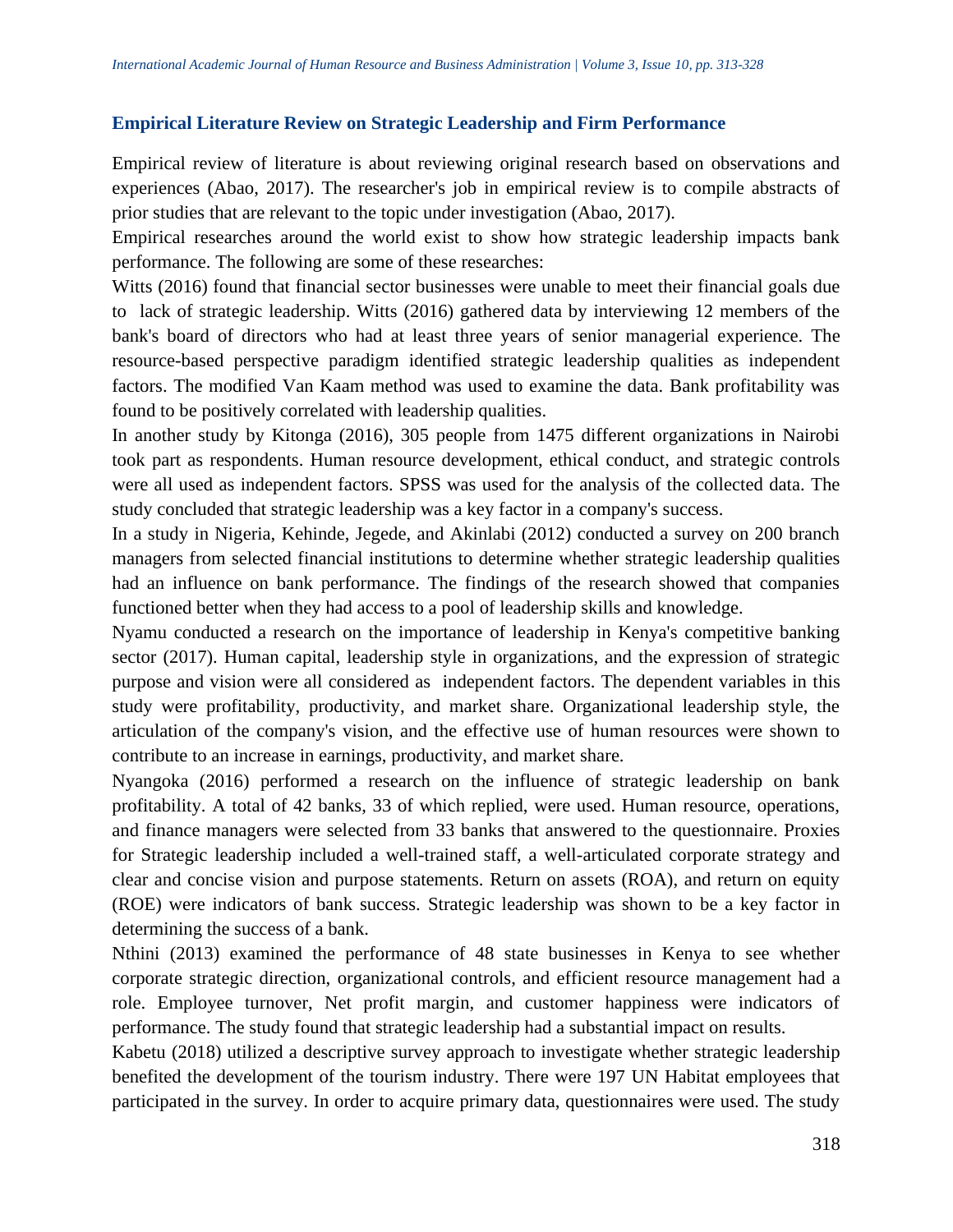## Empirical Literature Review on Strategic Leadership and Firm Performance

Empirical review of literature is about reviewing original research based on observations and experiences (Abao, 2017). The researcher's job in empirical review is to compile abstracts of prior studies that are relevant to the topic under investigation (Abao, 2017).

Empirical researches around the world exist to show how strategic leadership impacts bank performance. The following are some of these researches:

Witts (2016) found that financial sector businesses were unable to meet their financial goals due to lack of strategic leadership. Witts (2016) gathered data by interviewing 12 members of the bank's board of directors who had at least three years of senior managerial experience. The resource-based perspective paradigm identified strategic leadership qualities as independent factors. The modified Van Kaam method was used to examine the data. Bank profitability was found to be positively correlated with leadership qualities.

In another study by Kitonga (2016), 305 people from 1475 different organizations in Nairobi took part as respondents. Human resource development, ethical conduct, and strategic controls were all used as independent factors. SPSS was used for the analysis of the collected data. The study concluded that strategic leadership was a key factor in a company's success.

In a study in Nigeria, Kehinde, Jegede, and Akinlabi (2012) conducted a survey on 200 branch managers from selected financial institutions to determine whether strategic leadership qualities had an influence on bank performance. The findings of the research showed that companies functioned better when they had access to a pool of leadership skills and knowledge.

Nyamu conducted a research on the importance of leadership in Kenya's competitive banking sector (2017). Human capital, leadership style in organizations, and the expression of strategic purpose and vision were all considered as independent factors. The dependent variables in this study were profitability, productivity, and market share. Organizational leadership style, the articulation of the company's vision, and the effective use of human resources were shown to contribute to an increase in earnings, productivity, and market share.

Nyangoka (2016) performed a research on the influence of strategic leadership on bank profitability. A total of 42 banks, 33 of which replied, were used. Human resource, operations, and finance managers were selected from 33 banks that answered to the questionnaire. Proxies for Strategic leadership included a well-trained staff, a well-articulated corporate strategy and clear and concise vision and purpose statements. Return on assets (ROA), and return on equity (ROE) were indicators of bank success. Strategic leadership was shown to be a key factor in determining the success of a bank.

Nthini (2013) examined the performance of 48 state businesses in Kenya to see whether corporate strategic direction, organizational controls, and efficient resource management had a role. Employee turnover, Net profit margin, and customer happiness were indicators of performance. The study found that strategic leadership had a substantial impact on results.

Kabetu (2018) utilized a descriptive survey approach to investigate whether strategic leadership benefited the development of the tourism industry. There were 197 UN Habitat employees that participated in the survey. In order to acquire primary data, questionnaires were used. The study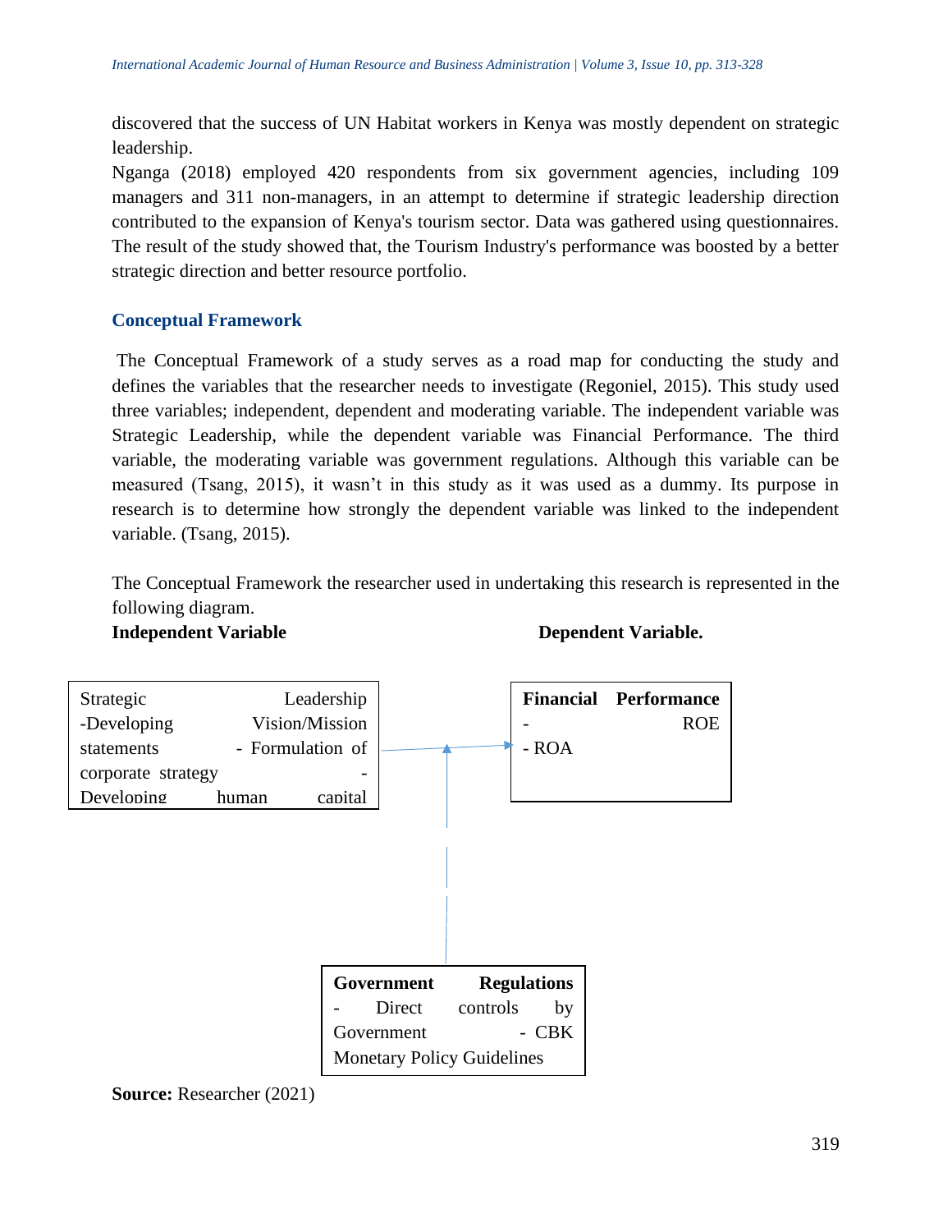discovered that the success of UN Habitat workers in Kenya was mostly dependent on strategic leadership.

Nganga (2018) employed 420 respondents from six government agencies, including 109 managers and 311 non-managers, in an attempt to determine if strategic leadership direction contributed to the expansion of Kenya's tourism sector. Data was gathered using questionnaires. The result of the study showed that, the Tourism Industry's performance was boosted by a better strategic direction and better resource portfolio.

## Conceptual Framework

The Conceptual Framework of a study serves as a road map for conducting the study and defines the variables that the researcher needs to investigate (Regoniel, 2015). This study used three variables; independent, dependent and moderating variable. The independent variable was Strategic Leadership, while the dependent variable was Financial Performance. The third variable, the moderating variable was government regulations. Although this variable can be measured (Tsang, 2015), it wasn't in this study as it was used as a dummy. Its purpose in research is to determine how strongly the dependent variable was linked to the independent variable. (Tsang, 2015).

The Conceptual Framework the researcher used in undertaking this research is represented in the following diagram.

**Independent Variable** **Dependent Variable.**

Strategic Leadership
-Developing Vision/Mission statements - Formulation of corporate strategy - Developing human capital

**Financial Performance**
- ROE
- ROA

**Government Regulations**
- Direct controls by Government - CBK Monetary Policy Guidelines

**Source:** Researcher (2021)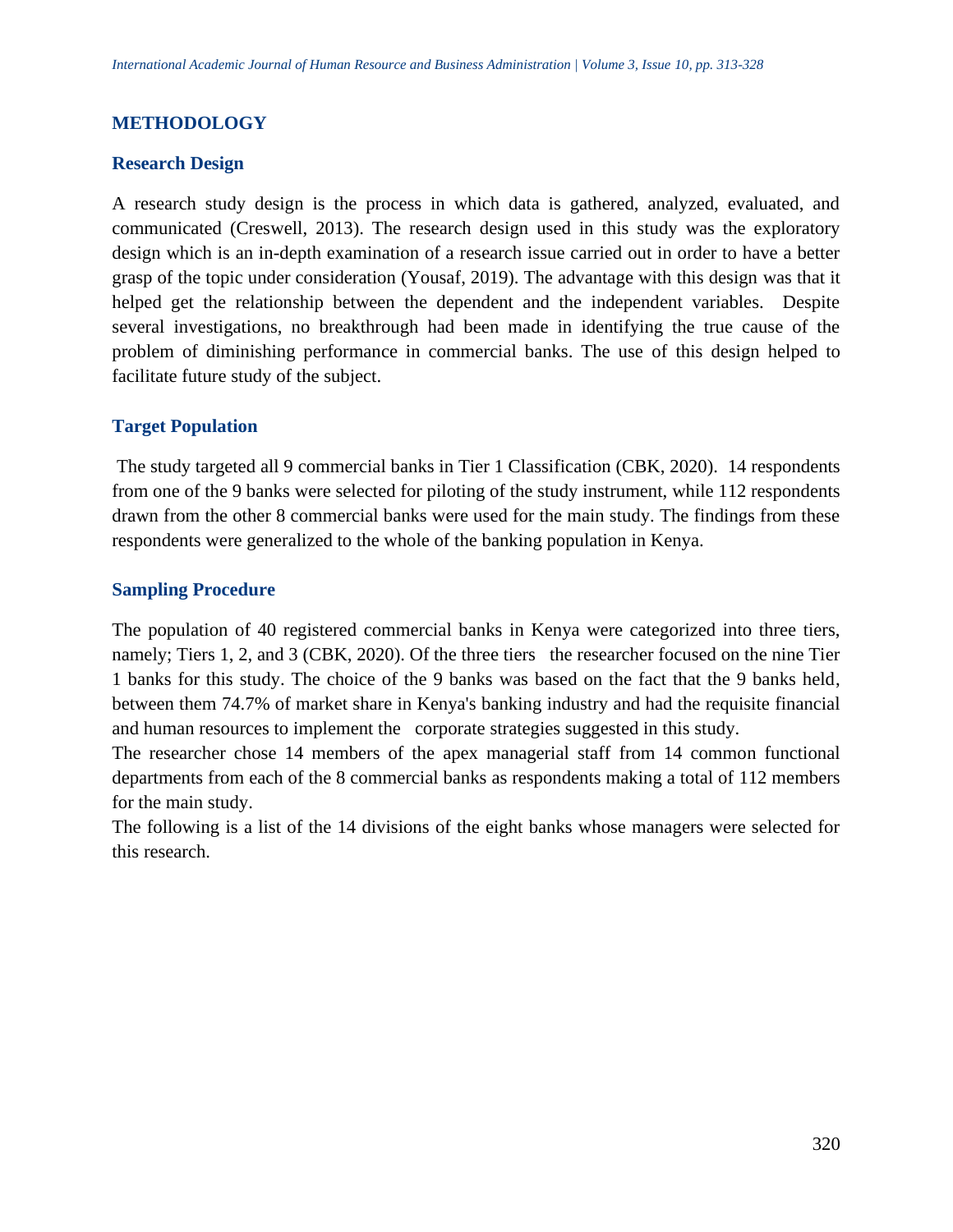## METHODOLOGY

### Research Design

A research study design is the process in which data is gathered, analyzed, evaluated, and communicated (Creswell, 2013). The research design used in this study was the exploratory design which is an in-depth examination of a research issue carried out in order to have a better grasp of the topic under consideration (Yousaf, 2019). The advantage with this design was that it helped get the relationship between the dependent and the independent variables. Despite several investigations, no breakthrough had been made in identifying the true cause of the problem of diminishing performance in commercial banks. The use of this design helped to facilitate future study of the subject.

### Target Population

The study targeted all 9 commercial banks in Tier 1 Classification (CBK, 2020). 14 respondents from one of the 9 banks were selected for piloting of the study instrument, while 112 respondents drawn from the other 8 commercial banks were used for the main study. The findings from these respondents were generalized to the whole of the banking population in Kenya.

### Sampling Procedure

The population of 40 registered commercial banks in Kenya were categorized into three tiers, namely; Tiers 1, 2, and 3 (CBK, 2020). Of the three tiers the researcher focused on the nine Tier 1 banks for this study. The choice of the 9 banks was based on the fact that the 9 banks held, between them 74.7% of market share in Kenya's banking industry and had the requisite financial and human resources to implement the corporate strategies suggested in this study.

The researcher chose 14 members of the apex managerial staff from 14 common functional departments from each of the 8 commercial banks as respondents making a total of 112 members for the main study.

The following is a list of the 14 divisions of the eight banks whose managers were selected for this research.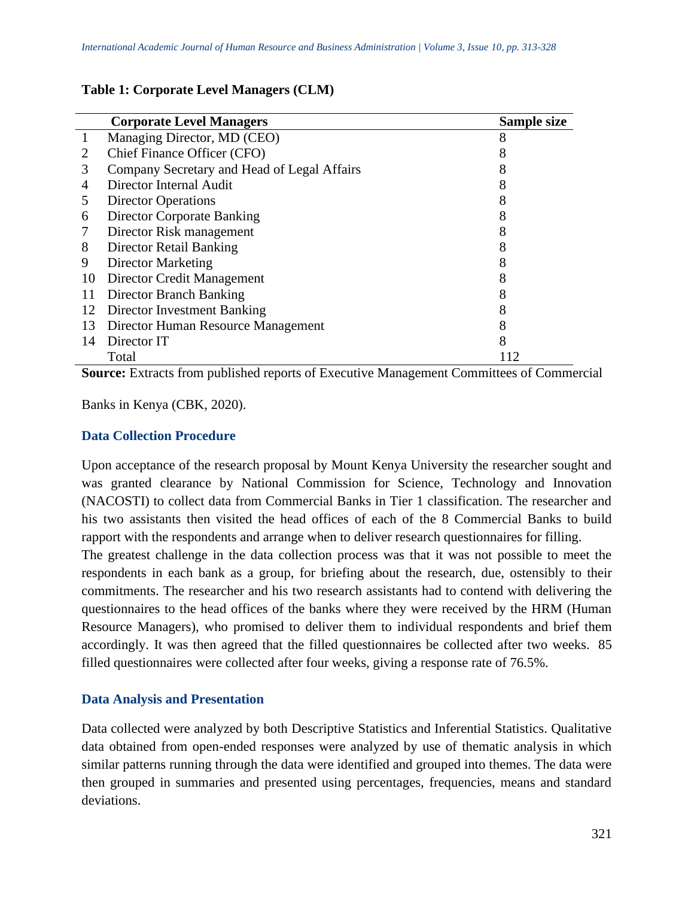**Table 1: Corporate Level Managers (CLM)**

| | Corporate Level Managers | Sample size |
|---|---|---|
| 1 | Managing Director, MD (CEO) | 8 |
| 2 | Chief Finance Officer (CFO) | 8 |
| 3 | Company Secretary and Head of Legal Affairs | 8 |
| 4 | Director Internal Audit | 8 |
| 5 | Director Operations | 8 |
| 6 | Director Corporate Banking | 8 |
| 7 | Director Risk management | 8 |
| 8 | Director Retail Banking | 8 |
| 9 | Director Marketing | 8 |
| 10 | Director Credit Management | 8 |
| 11 | Director Branch Banking | 8 |
| 12 | Director Investment Banking | 8 |
| 13 | Director Human Resource Management | 8 |
| 14 | Director IT | 8 |
| | Total | 112 |

**Source:** Extracts from published reports of Executive Management Committees of Commercial Banks in Kenya (CBK, 2020).

### Data Collection Procedure

Upon acceptance of the research proposal by Mount Kenya University the researcher sought and was granted clearance by National Commission for Science, Technology and Innovation (NACOSTI) to collect data from Commercial Banks in Tier 1 classification. The researcher and his two assistants then visited the head offices of each of the 8 Commercial Banks to build rapport with the respondents and arrange when to deliver research questionnaires for filling.

The greatest challenge in the data collection process was that it was not possible to meet the respondents in each bank as a group, for briefing about the research, due, ostensibly to their commitments. The researcher and his two research assistants had to contend with delivering the questionnaires to the head offices of the banks where they were received by the HRM (Human Resource Managers), who promised to deliver them to individual respondents and brief them accordingly. It was then agreed that the filled questionnaires be collected after two weeks. 85 filled questionnaires were collected after four weeks, giving a response rate of 76.5%.

### Data Analysis and Presentation

Data collected were analyzed by both Descriptive Statistics and Inferential Statistics. Qualitative data obtained from open-ended responses were analyzed by use of thematic analysis in which similar patterns running through the data were identified and grouped into themes. The data were then grouped in summaries and presented using percentages, frequencies, means and standard deviations.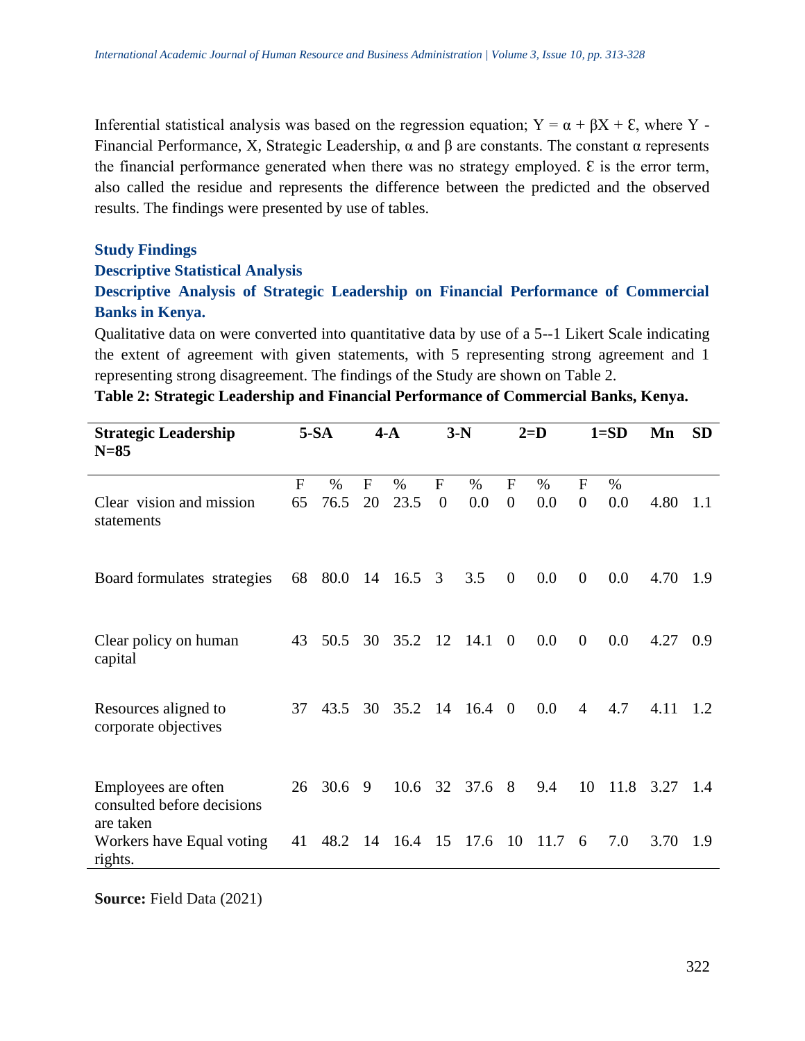Inferential statistical analysis was based on the regression equation; $Y = \alpha + \beta X + \mathcal{E}$, where Y - Financial Performance, X, Strategic Leadership, $\alpha$ and $\beta$ are constants. The constant $\alpha$ represents the financial performance generated when there was no strategy employed. $\mathcal{E}$ is the error term, also called the residue and represents the difference between the predicted and the observed results. The findings were presented by use of tables.

## Study Findings

### Descriptive Statistical Analysis

### Descriptive Analysis of Strategic Leadership on Financial Performance of Commercial Banks in Kenya.

Qualitative data on were converted into quantitative data by use of a 5--1 Likert Scale indicating the extent of agreement with given statements, with 5 representing strong agreement and 1 representing strong disagreement. The findings of the Study are shown on Table 2.

**Table 2: Strategic Leadership and Financial Performance of Commercial Banks, Kenya.**

| Strategic Leadership N=85 | 5-SA | | 4-A | | 3-N | | 2=D | | 1=SD | | Mn | SD |
|---|---|---|---|---|---|---|---|---|---|---|---|---|
| | F | % | F | % | F | % | F | % | F | % | | |
| Clear vision and mission statements | 65 | 76.5 | 20 | 23.5 | 0 | 0.0 | 0 | 0.0 | 0 | 0.0 | 4.80 | 1.1 |
| Board formulates strategies | 68 | 80.0 | 14 | 16.5 | 3 | 3.5 | 0 | 0.0 | 0 | 0.0 | 4.70 | 1.9 |
| Clear policy on human capital | 43 | 50.5 | 30 | 35.2 | 12 | 14.1 | 0 | 0.0 | 0 | 0.0 | 4.27 | 0.9 |
| Resources aligned to corporate objectives | 37 | 43.5 | 30 | 35.2 | 14 | 16.4 | 0 | 0.0 | 4 | 4.7 | 4.11 | 1.2 |
| Employees are often consulted before decisions are taken | 26 | 30.6 | 9 | 10.6 | 32 | 37.6 | 8 | 9.4 | 10 | 11.8 | 3.27 | 1.4 |
| Workers have Equal voting rights. | 41 | 48.2 | 14 | 16.4 | 15 | 17.6 | 10 | 11.7 | 6 | 7.0 | 3.70 | 1.9 |

**Source:** Field Data (2021)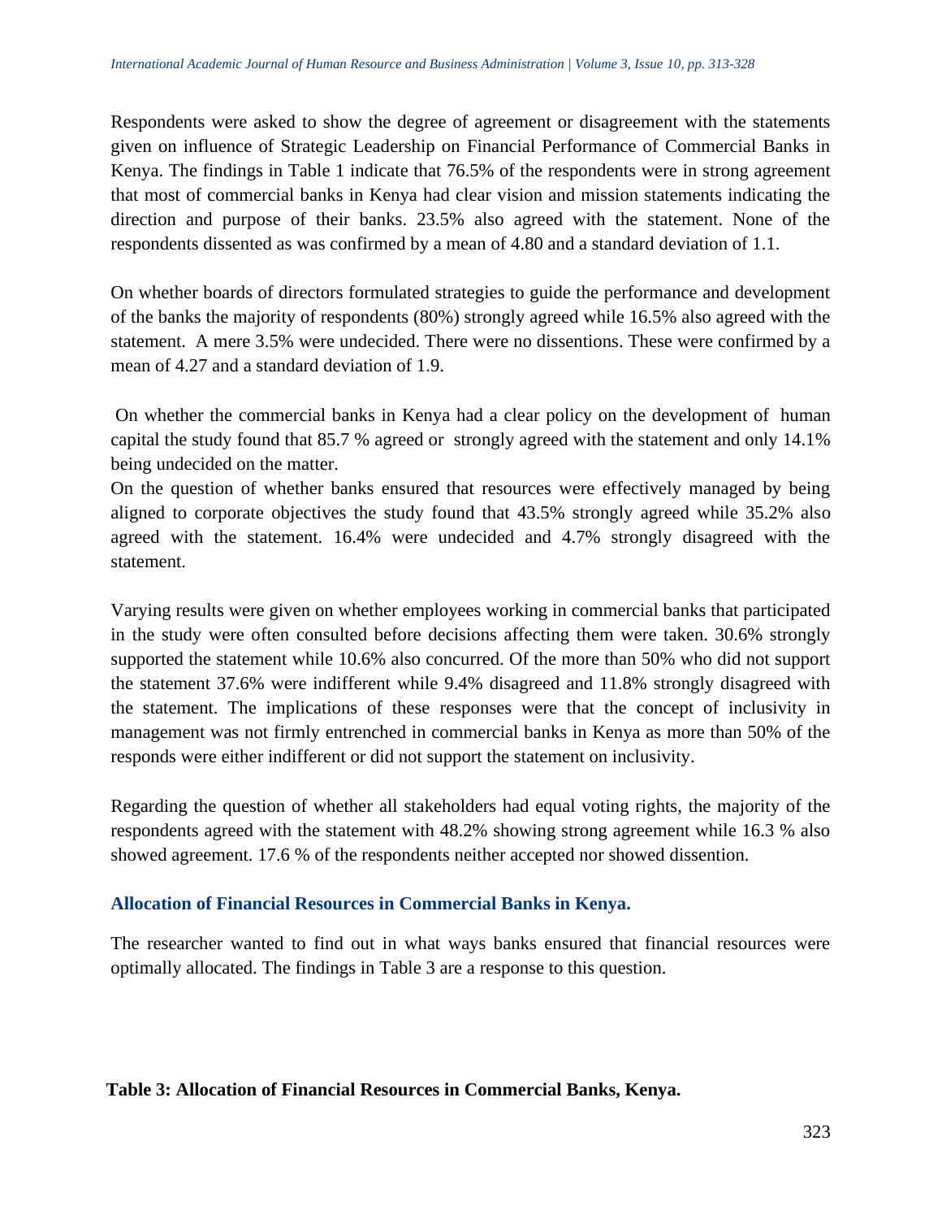Respondents were asked to show the degree of agreement or disagreement with the statements given on influence of Strategic Leadership on Financial Performance of Commercial Banks in Kenya. The findings in Table 1 indicate that 76.5% of the respondents were in strong agreement that most of commercial banks in Kenya had clear vision and mission statements indicating the direction and purpose of their banks. 23.5% also agreed with the statement. None of the respondents dissented as was confirmed by a mean of 4.80 and a standard deviation of 1.1.

On whether boards of directors formulated strategies to guide the performance and development of the banks the majority of respondents (80%) strongly agreed while 16.5% also agreed with the statement. A mere 3.5% were undecided. There were no dissentions. These were confirmed by a mean of 4.27 and a standard deviation of 1.9.

On whether the commercial banks in Kenya had a clear policy on the development of human capital the study found that 85.7 % agreed or strongly agreed with the statement and only 14.1% being undecided on the matter.

On the question of whether banks ensured that resources were effectively managed by being aligned to corporate objectives the study found that 43.5% strongly agreed while 35.2% also agreed with the statement. 16.4% were undecided and 4.7% strongly disagreed with the statement.

Varying results were given on whether employees working in commercial banks that participated in the study were often consulted before decisions affecting them were taken. 30.6% strongly supported the statement while 10.6% also concurred. Of the more than 50% who did not support the statement 37.6% were indifferent while 9.4% disagreed and 11.8% strongly disagreed with the statement. The implications of these responses were that the concept of inclusivity in management was not firmly entrenched in commercial banks in Kenya as more than 50% of the responds were either indifferent or did not support the statement on inclusivity.

Regarding the question of whether all stakeholders had equal voting rights, the majority of the respondents agreed with the statement with 48.2% showing strong agreement while 16.3 % also showed agreement. 17.6 % of the respondents neither accepted nor showed dissention.

### Allocation of Financial Resources in Commercial Banks in Kenya.

The researcher wanted to find out in what ways banks ensured that financial resources were optimally allocated. The findings in Table 3 are a response to this question.

**Table 3: Allocation of Financial Resources in Commercial Banks, Kenya.**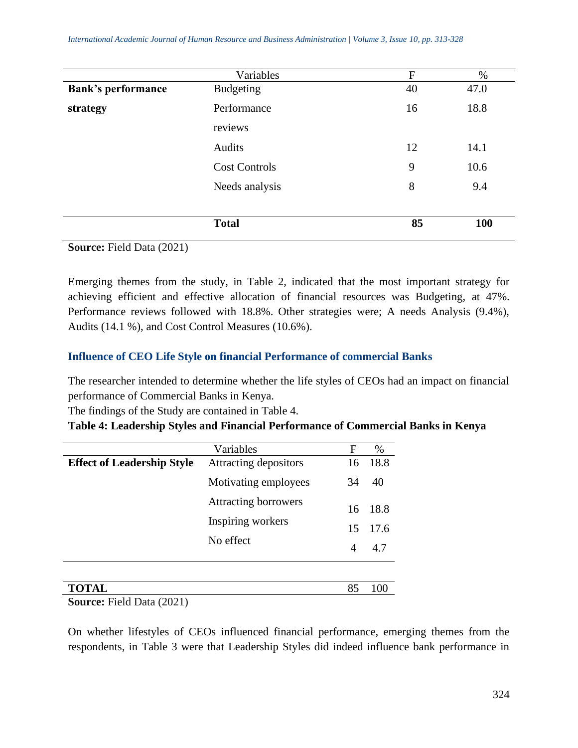| | Variables | F | % |
|---|---|---|---|
| **Bank's performance strategy** | Budgeting | 40 | 47.0 |
| | Performance reviews | 16 | 18.8 |
| | Audits | 12 | 14.1 |
| | Cost Controls | 9 | 10.6 |
| | Needs analysis | 8 | 9.4 |
| | **Total** | **85** | **100** |

**Source:** Field Data (2021)

Emerging themes from the study, in Table 2, indicated that the most important strategy for achieving efficient and effective allocation of financial resources was Budgeting, at 47%. Performance reviews followed with 18.8%. Other strategies were; A needs Analysis (9.4%), Audits (14.1 %), and Cost Control Measures (10.6%).

### Influence of CEO Life Style on financial Performance of commercial Banks

The researcher intended to determine whether the life styles of CEOs had an impact on financial performance of Commercial Banks in Kenya.

The findings of the Study are contained in Table 4.

**Table 4: Leadership Styles and Financial Performance of Commercial Banks in Kenya**

| | Variables | F | % |
|---|---|---|---|
| **Effect of Leadership Style** | Attracting depositors | 16 | 18.8 |
| | Motivating employees | 34 | 40 |
| | Attracting borrowers | 16 | 18.8 |
| | Inspiring workers | 15 | 17.6 |
| | No effect | 4 | 4.7 |
| **TOTAL** | | 85 | 100 |

**Source:** Field Data (2021)

On whether lifestyles of CEOs influenced financial performance, emerging themes from the respondents, in Table 3 were that Leadership Styles did indeed influence bank performance in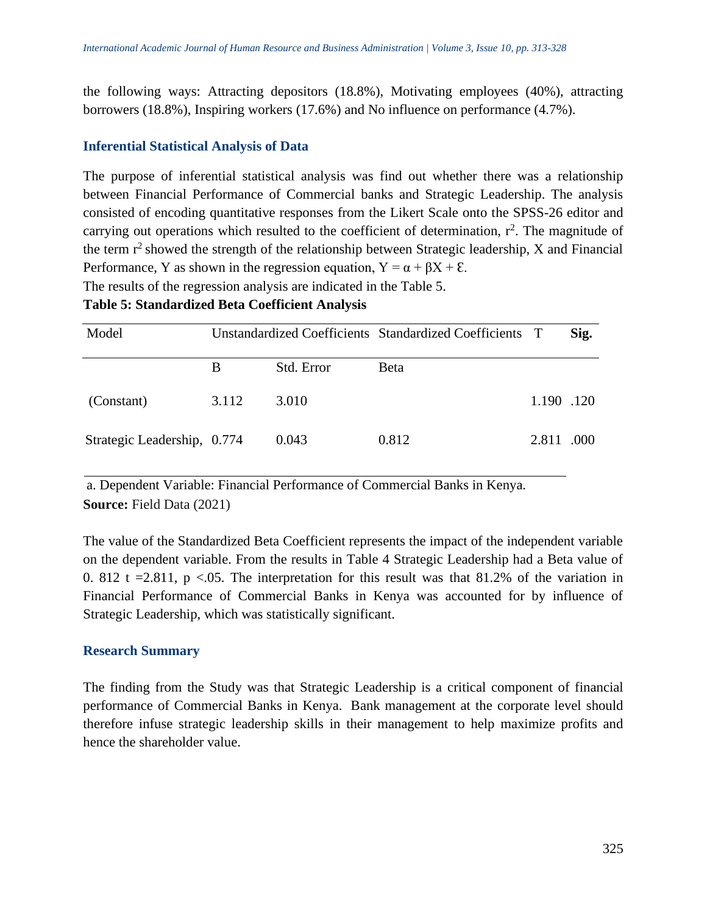the following ways: Attracting depositors (18.8%), Motivating employees (40%), attracting borrowers (18.8%), Inspiring workers (17.6%) and No influence on performance (4.7%).

## Inferential Statistical Analysis of Data

The purpose of inferential statistical analysis was find out whether there was a relationship between Financial Performance of Commercial banks and Strategic Leadership. The analysis consisted of encoding quantitative responses from the Likert Scale onto the SPSS-26 editor and carrying out operations which resulted to the coefficient of determination, $r^2$. The magnitude of the term $r^2$ showed the strength of the relationship between Strategic leadership, X and Financial Performance, Y as shown in the regression equation, $Y = \alpha + \beta X + \mathcal{E}$.

The results of the regression analysis are indicated in the Table 5.

**Table 5: Standardized Beta Coefficient Analysis**

| Model | Unstandardized Coefficients | | Standardized Coefficients | T | **Sig.** |
|---|---|---|---|---|---|
| | B | Std. Error | Beta | | |
| (Constant) | 3.112 | 3.010 | | 1.190 | .120 |
| Strategic Leadership, | 0.774 | 0.043 | 0.812 | 2.811 | .000 |

a. Dependent Variable: Financial Performance of Commercial Banks in Kenya.

**Source:** Field Data (2021)

The value of the Standardized Beta Coefficient represents the impact of the independent variable on the dependent variable. From the results in Table 4 Strategic Leadership had a Beta value of 0. 812 t =2.811, p <.05. The interpretation for this result was that 81.2% of the variation in Financial Performance of Commercial Banks in Kenya was accounted for by influence of Strategic Leadership, which was statistically significant.

## Research Summary

The finding from the Study was that Strategic Leadership is a critical component of financial performance of Commercial Banks in Kenya. Bank management at the corporate level should therefore infuse strategic leadership skills in their management to help maximize profits and hence the shareholder value.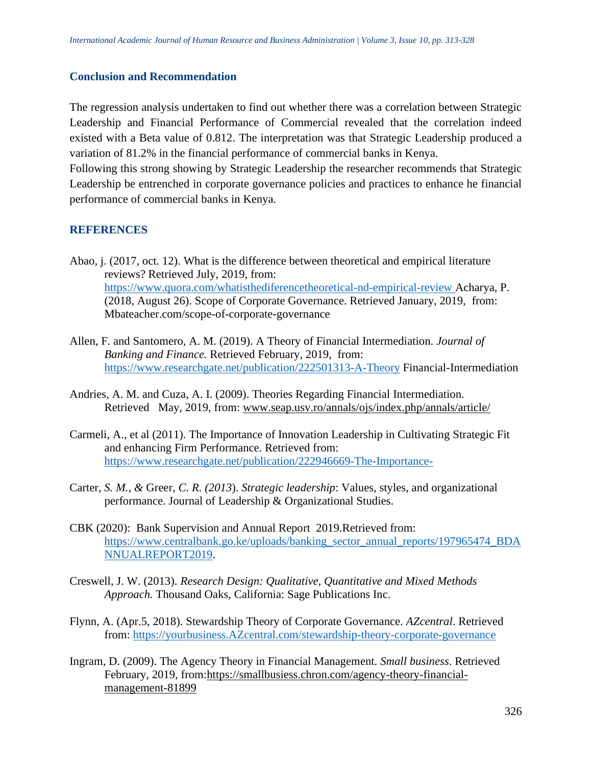## Conclusion and Recommendation

The regression analysis undertaken to find out whether there was a correlation between Strategic Leadership and Financial Performance of Commercial revealed that the correlation indeed existed with a Beta value of 0.812. The interpretation was that Strategic Leadership produced a variation of 81.2% in the financial performance of commercial banks in Kenya.
Following this strong showing by Strategic Leadership the researcher recommends that Strategic Leadership be entrenched in corporate governance policies and practices to enhance he financial performance of commercial banks in Kenya.

## REFERENCES

Abao, j. (2017, oct. 12). What is the difference between theoretical and empirical literature reviews? Retrieved July, 2019, from: https://www.quora.com/whatisthediferencetheoretical-nd-empirical-review Acharya, P. (2018, August 26). Scope of Corporate Governance. Retrieved January, 2019, from: Mbateacher.com/scope-of-corporate-governance

Allen, F. and Santomero, A. M. (2019). A Theory of Financial Intermediation. *Journal of Banking and Finance.* Retrieved February, 2019, from: https://www.researchgate.net/publication/222501313-A-Theory Financial-Intermediation

Andries, A. M. and Cuza, A. I. (2009). Theories Regarding Financial Intermediation. Retrieved May, 2019, from: www.seap.usv.ro/annals/ojs/index.php/annals/article/

Carmeli, A., et al (2011). The Importance of Innovation Leadership in Cultivating Strategic Fit and enhancing Firm Performance. Retrieved from: https://www.researchgate.net/publication/222946669-The-Importance-

Carter, *S. M., &* Greer, *C. R. (2013*). *Strategic leadership*: Values, styles, and organizational performance. Journal of Leadership & Organizational Studies.

CBK (2020): Bank Supervision and Annual Report 2019.Retrieved from: https://www.centralbank.go.ke/uploads/banking_sector_annual_reports/197965474_BDANNUALREPORT2019.

Creswell, J. W. (2013). *Research Design: Qualitative, Quantitative and Mixed Methods Approach.* Thousand Oaks, California: Sage Publications Inc.

Flynn, A. (Apr.5, 2018). Stewardship Theory of Corporate Governance. *AZcentral*. Retrieved from: https://yourbusiness.AZcentral.com/stewardship-theory-corporate-governance

Ingram, D. (2009). The Agency Theory in Financial Management. *Small business*. Retrieved February, 2019, from:https://smallbusiess.chron.com/agency-theory-financial-management-81899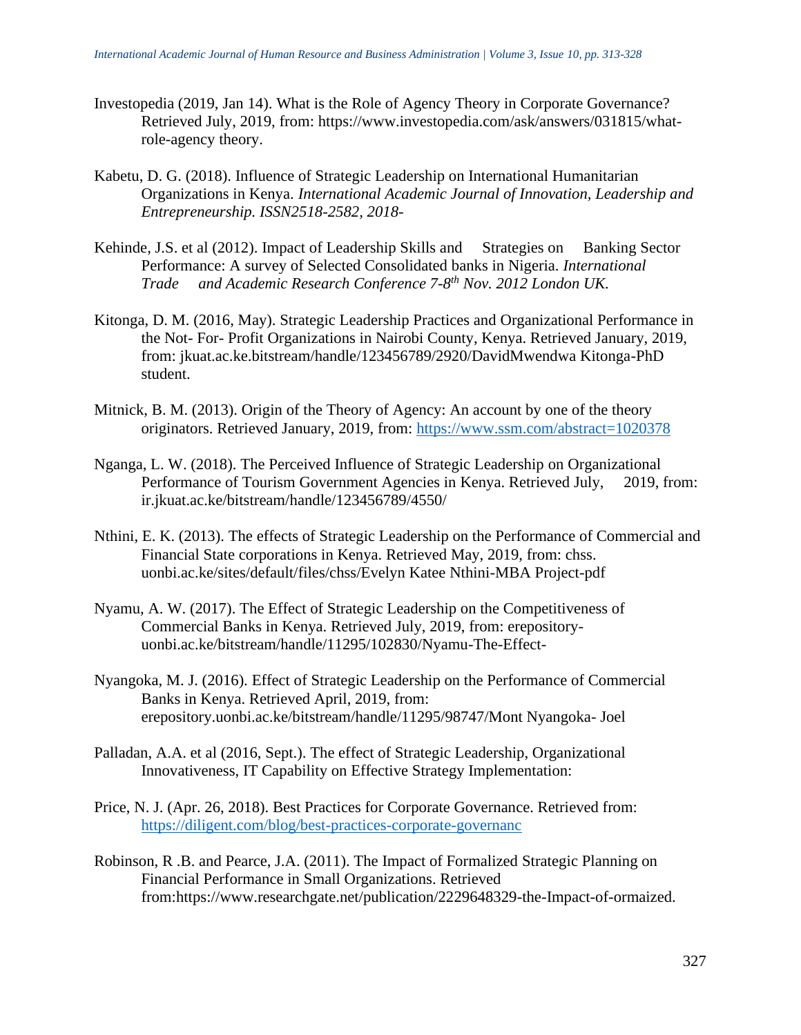Investopedia (2019, Jan 14). What is the Role of Agency Theory in Corporate Governance? Retrieved July, 2019, from: https://www.investopedia.com/ask/answers/031815/what-role-agency theory.

Kabetu, D. G. (2018). Influence of Strategic Leadership on International Humanitarian Organizations in Kenya. *International Academic Journal of Innovation, Leadership and Entrepreneurship. ISSN2518-2582, 2018-*

Kehinde, J.S. et al (2012). Impact of Leadership Skills and Strategies on Banking Sector Performance: A survey of Selected Consolidated banks in Nigeria. *International Trade and Academic Research Conference 7-8th Nov. 2012 London UK.*

Kitonga, D. M. (2016, May). Strategic Leadership Practices and Organizational Performance in the Not- For- Profit Organizations in Nairobi County, Kenya. Retrieved January, 2019, from: jkuat.ac.ke.bitstream/handle/123456789/2920/DavidMwendwa Kitonga-PhD student.

Mitnick, B. M. (2013). Origin of the Theory of Agency: An account by one of the theory originators. Retrieved January, 2019, from: https://www.ssm.com/abstract=1020378

Nganga, L. W. (2018). The Perceived Influence of Strategic Leadership on Organizational Performance of Tourism Government Agencies in Kenya. Retrieved July, 2019, from: ir.jkuat.ac.ke/bitstream/handle/123456789/4550/

Nthini, E. K. (2013). The effects of Strategic Leadership on the Performance of Commercial and Financial State corporations in Kenya. Retrieved May, 2019, from: chss. uonbi.ac.ke/sites/default/files/chss/Evelyn Katee Nthini-MBA Project-pdf

Nyamu, A. W. (2017). The Effect of Strategic Leadership on the Competitiveness of Commercial Banks in Kenya. Retrieved July, 2019, from: erepository-uonbi.ac.ke/bitstream/handle/11295/102830/Nyamu-The-Effect-

Nyangoka, M. J. (2016). Effect of Strategic Leadership on the Performance of Commercial Banks in Kenya. Retrieved April, 2019, from: erepository.uonbi.ac.ke/bitstream/handle/11295/98747/Mont Nyangoka- Joel

Palladan, A.A. et al (2016, Sept.). The effect of Strategic Leadership, Organizational Innovativeness, IT Capability on Effective Strategy Implementation:

Price, N. J. (Apr. 26, 2018). Best Practices for Corporate Governance. Retrieved from: https://diligent.com/blog/best-practices-corporate-governanc

Robinson, R .B. and Pearce, J.A. (2011). The Impact of Formalized Strategic Planning on Financial Performance in Small Organizations. Retrieved from:https://www.researchgate.net/publication/2229648329-the-Impact-of-ormaized.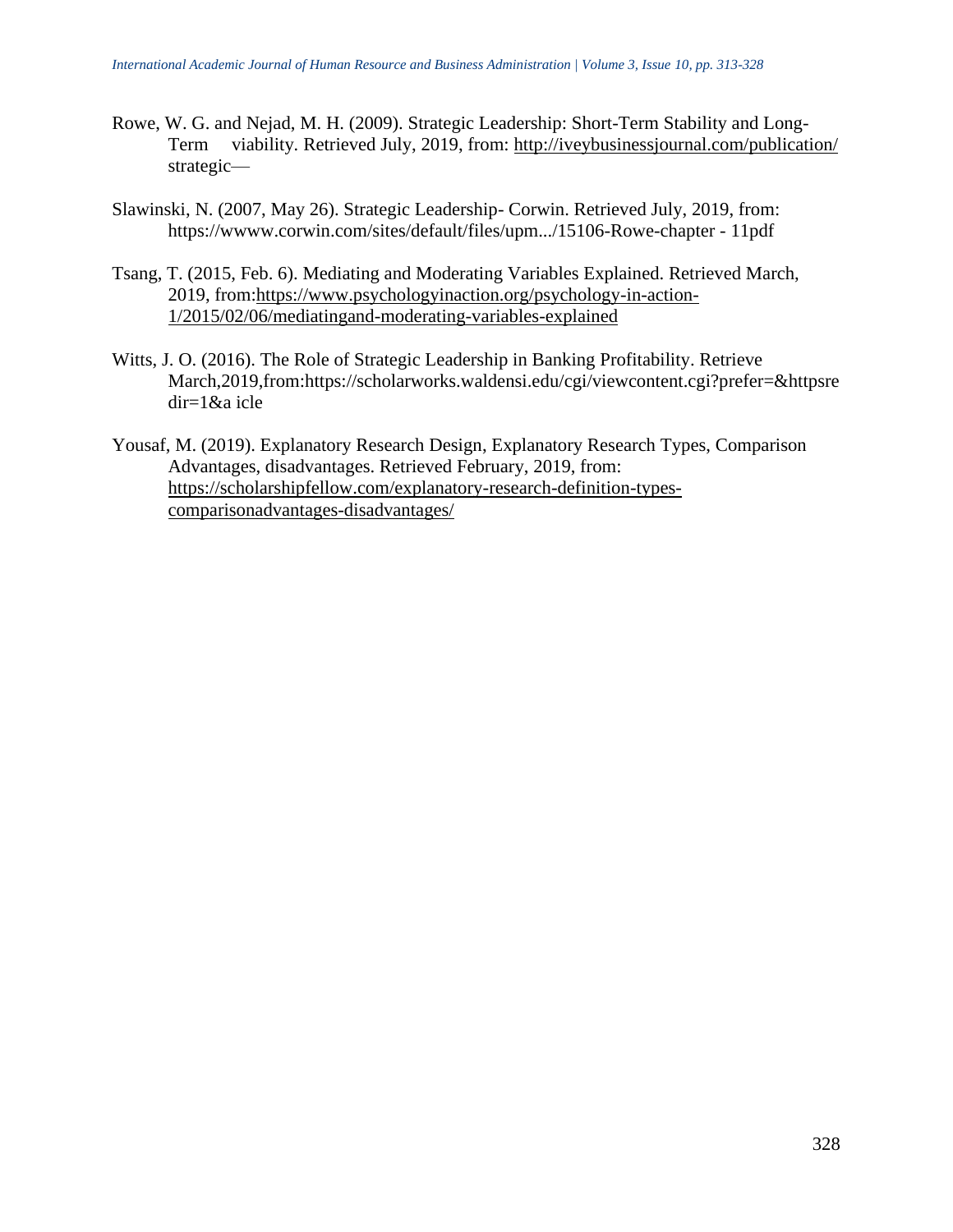Rowe, W. G. and Nejad, M. H. (2009). Strategic Leadership: Short-Term Stability and Long-Term viability. Retrieved July, 2019, from: http://iveybusinessjournal.com/publication/ strategic—

Slawinski, N. (2007, May 26). Strategic Leadership- Corwin. Retrieved July, 2019, from: https://wwww.corwin.com/sites/default/files/upm.../15106-Rowe-chapter - 11pdf

Tsang, T. (2015, Feb. 6). Mediating and Moderating Variables Explained. Retrieved March, 2019, from:https://www.psychologyinaction.org/psychology-in-action-1/2015/02/06/mediatingand-moderating-variables-explained

Witts, J. O. (2016). The Role of Strategic Leadership in Banking Profitability. Retrieve March,2019,from:https://scholarworks.waldensi.edu/cgi/viewcontent.cgi?prefer=&httpsredir=1&a icle

Yousaf, M. (2019). Explanatory Research Design, Explanatory Research Types, Comparison Advantages, disadvantages. Retrieved February, 2019, from: https://scholarshipfellow.com/explanatory-research-definition-types-comparisonadvantages-disadvantages/